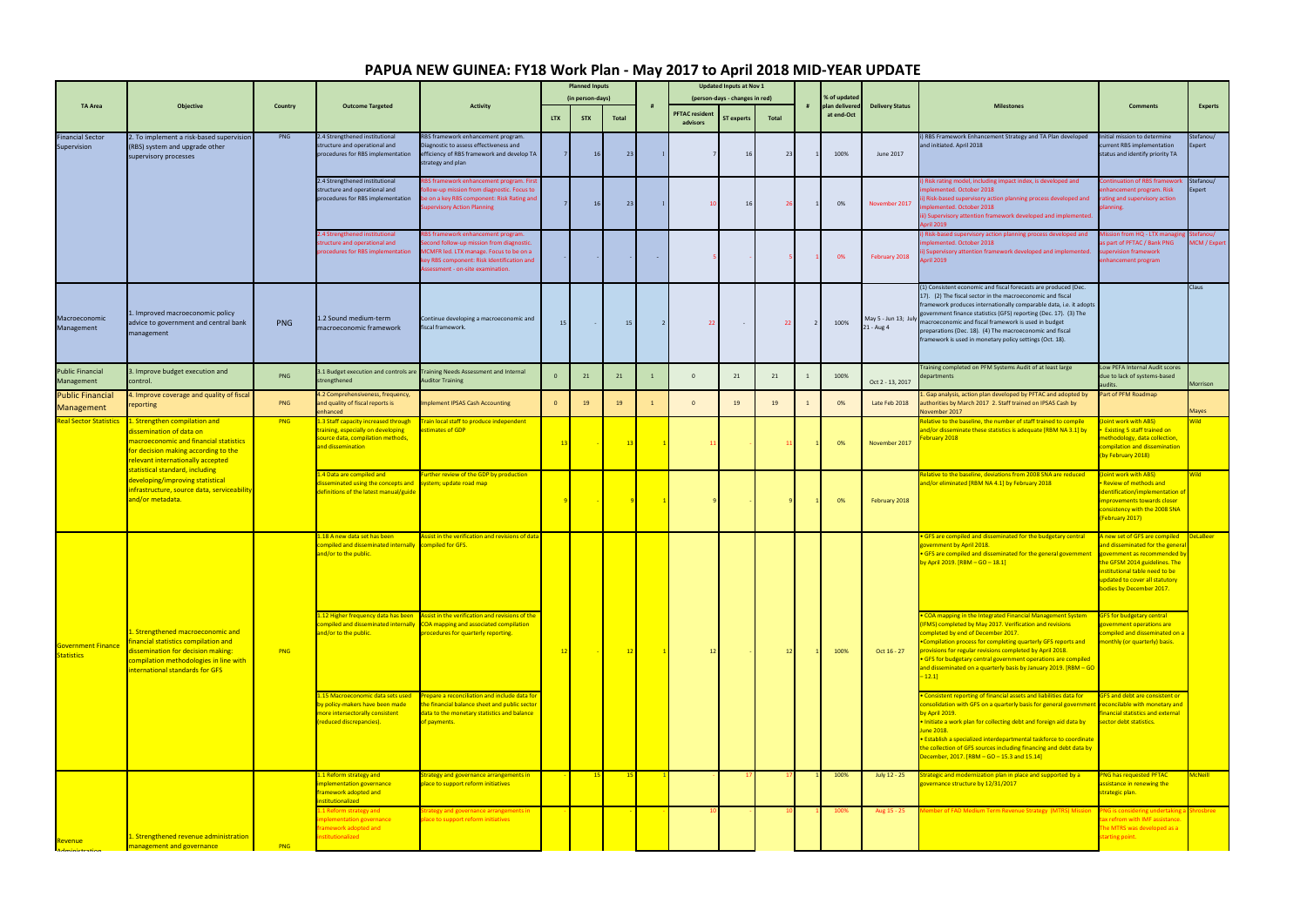# PAPUA NEW GUINEA: FY18 Work Plan - May 2017 to April 2018 MID-YEAR UPDATE

| TA Area | Objective | Country | Outcome Targeted | Activity | Planned Inputs (in person-days) | | | # | Updated Inputs at Nov 1 (person-days - changes in red) | | | # | % of updated plan delivered at end-Oct | Delivery Status | Milestones | Comments | Experts |
|---|---|---|---|---|---|---|---|---|---|---|---|---|---|---|---|---|---|
| | | | | | LTX | STX | Total | | PFTAC resident advisors | ST experts | Total | | | | | | |
| Financial Sector Supervision | 2. To implement a risk-based supervision (RBS) system and upgrade other supervisory processes | PNG | 2.4 Strengthened institutional structure and operational and procedures for RBS implementation | RBS framework enhancement program. Diagnostic to assess effectiveness and efficiency of RBS framework and develop TA strategy and plan | 7 | 16 | 23 | 1 | 7 | 16 | 23 | 1 | 100% | June 2017 | i) RBS Framework Enhancement Strategy and TA Plan developed and initiated. April 2018 | Initial mission to determine current RBS implementation status and identify priority TA | Stefanou/ Expert |
| | | | 2.4 Strengthened institutional structure and operational and procedures for RBS implementation | RBS framework enhancement program. First follow-up mission from diagnostic. Focus to be on a key RBS component: Risk Rating and Supervisory Action Planning | 7 | 16 | 23 | 1 | 10 | 16 | 26 | 1 | 0% | November 2017 | i) Risk rating model, including impact index, is developed and implemented. October 2018<br>ii) Risk-based supervisory action planning process developed and implemented. October 2018<br>iii) Supervisory attention framework developed and implemented. April 2019 | Continuation of RBS framework enhancement program. Risk rating and supervisory action planning. | Stefanou/ Expert |
| | | | 2.4 Strengthened institutional structure and operational and procedures for RBS implementation | RBS framework enhancement program. Second follow-up mission from diagnostic. MCMPR led. LTX manage. Focus to be on a key RBS component: Risk Identification and Assessment - on-site examination. | - | - | - | - | 5 | - | 5 | 1 | 0% | February 2018 | i) Risk-based supervisory action planning process developed and implemented. October 2018<br>ii) Supervisory attention framework developed and implemented. April 2019 | Mission from HQ - LTX managing as part of PFTAC / Bank PNG supervision framework enhancement program | Stefanou/ MCM / Expert |
| Macroeconomic Management | 1. Improved macroeconomic policy advice to government and central bank management | PNG | 1.2 Sound medium-term macroeconomic framework | Continue developing a macroeconomic and fiscal framework. | 15 | - | 15 | 2 | 22 | - | 22 | 2 | 100% | May 5 - Jun 13; July 21 - Aug 4 | (1) Consistent economic and fiscal forecasts are produced (Dec. 17). (2) The fiscal sector in the macroeconomic and fiscal framework produces internationally comparable data, i.e. it adopts government finance statistics (GFS) reporting (Dec. 17). (3) The macroeconomic and fiscal framework is used in budget preparations (Dec. 18). (4) The macroeconomic and fiscal framework is used in monetary policy settings (Oct. 18). | | Claus |
| Public Financial Management | 3. Improve budget execution and control. | PNG | 3.1 Budget execution and controls are strengthened | Training Needs Assessment and Internal Auditor Training | 0 | 21 | 21 | 1 | 0 | 21 | 21 | 1 | 100% | Oct 2 - 13, 2017 | Training completed on PFM Systems Audit of at least large departments | Low PEFA Internal Audit scores due to lack of systems-based audits. | Morrison |
| Public Financial Management | 4. Improve coverage and quality of fiscal reporting | PNG | 4.2 Comprehensiveness, frequency, and quality of fiscal reports is enhanced | Implement IPSAS Cash Accounting | 0 | 19 | 19 | 1 | 0 | 19 | 19 | 1 | 0% | Late Feb 2018 | 1. Gap analysis, action plan developed by PFTAC and adopted by authorities by March 2017 2. Staff trained on IPSAS Cash by November 2017 | Part of PFM Roadmap | Mayes |
| Real Sector Statistics | 1. Strengthen compilation and dissemination of data on macroeconomic and financial statistics for decision making according to the relevant internationally accepted statistical standard, including developing/improving statistical infrastructure, source data, serviceability and/or metadata. | PNG | 1.3 Staff capacity increased through training, especially on developing source data, compilation methods, and dissemination | Train local staff to produce independent estimates of GDP | 13 | - | 13 | 1 | 11 | - | 11 | 1 | 0% | November 2017 | Relative to the baseline, the number of staff trained to compile and/or disseminate these statistics is adequate [RBM NA 3.1] by February 2018 | (Joint work with ABS)<br>• Existing 5 staff trained on methodology, data collection, compilation and dissemination (by February 2018) | Wild |
| | | | 1.4 Data are compiled and disseminated using the concepts and definitions of the latest manual/guide | Further review of the GDP by production system; update road map | 9 | - | 9 | 1 | 9 | - | 9 | 1 | 0% | February 2018 | Relative to the baseline, deviations from 2008 SNA are reduced and/or eliminated [RBM NA 4.1] by February 2018 | (Joint work with ABS)<br>• Review of methods and identification/implementation of improvements towards closer consistency with the 2008 SNA (February 2017) | Wild |
| Government Finance Statistics | 1. Strengthened macroeconomic and financial statistics compilation and dissemination for decision making: compilation methodologies in line with international standards for GFS | PNG | 1.18 A new data set has been compiled and disseminated internally and/or to the public. | Assist in the verification and revisions of data compiled for GFS. | 12 | - | 12 | 1 | 12 | - | 12 | 1 | 100% | Oct 16 - 27 | • GFS are compiled and disseminated for the budgetary central government by April 2018.<br>• GFS are compiled and disseminated for the general government by April 2019. [RBM – GO – 18.1] | A new set of GFS are compiled and disseminated for the general government as recommended by the GFSM 2014 guidelines. The institutional table need to be updated to cover all statutory bodies by December 2017. | DeLaBeer |
| | | | 1.12 Higher frequency data has been compiled and disseminated internally and/or to the public. | Assist in the verification and revisions of the COA mapping and associated compilation procedures for quarterly reporting. | | | | | | | | | | | • COA mapping in the Integrated Financial Management System (IFMS) completed by May 2017. Verification and revisions completed by end of December 2017.<br>• Compilation process for completing quarterly GFS reports and provisions for regular revisions completed by April 2018.<br>• GFS for budgetary central government operations are compiled and disseminated on a quarterly basis by January 2019. [RBM – GO – 12.1] | GFS for budgetary central government operations are compiled and disseminated on a monthly (or quarterly) basis. | |
| | | | 1.15 Macroeconomic data sets used by policy-makers have been made more intersectorally consistent (reduced discrepancies). | Prepare a reconciliation and include data for the financial balance sheet and public sector data to the monetary statistics and balance of payments. | | | | | | | | | | | • Consistent reporting of financial assets and liabilities data for consolidation with GFS on a quarterly basis for general government by April 2019.<br>• Initiate a work plan for collecting debt and foreign aid data by June 2018.<br>• Establish a specialized interdepartmental taskforce to coordinate the collection of GFS sources including financing and debt data by December, 2017. [RBM – GO – 15.3 and 15.14] | GFS and debt are consistent or reconciliable with monetary and financial statistics and external sector debt statistics. | |
| Revenue Administration | 1. Strengthened revenue administration management and governance | PNG | 1.1 Reform strategy and implementation governance framework adopted and institutionalized | Strategy and governance arrangements in place to support reform initiatives | - | 15 | 15 | 1 | - | 17 | 17 | 1 | 100% | July 12 - 25 | Strategic and modernization plan in place and supported by a governance structure by 12/31/2017 | PNG has requested PFTAC assistance in renewing the strategic plan. | McNeill |
| | | | 1.1 Reform strategy and implementation governance framework adopted and institutionalized | Strategy and governance arrangements in place to support reform initiatives | - | - | - | - | 10 | - | 10 | 1 | 100% | Aug 15 - 25 | Member of FAD Medium Term Revenue Strategy (MTRS) Mission | PNG is considering undertaking a tax refrom with IMF assistance. The MTRS was developed as a starting point. | Shrosbree |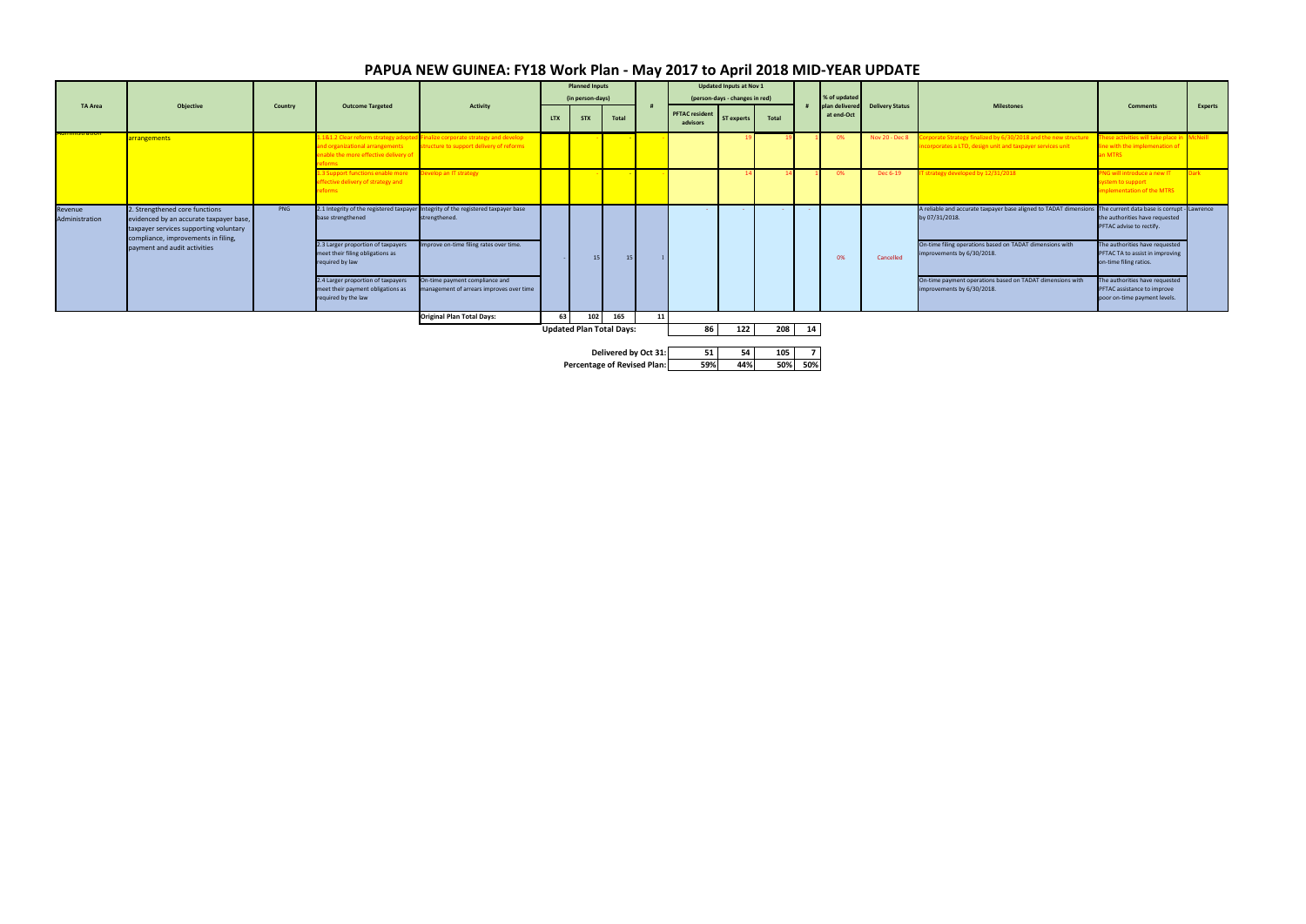# PAPUA NEW GUINEA: FY18 Work Plan - May 2017 to April 2018 MID-YEAR UPDATE

| TA Area | Objective | Country | Outcome Targeted | Activity | Planned Inputs (in person-days) | | | # | Updated Inputs at Nov 1 (person-days - changes in red) | | | # | % of updated plan delivered at end-Oct | Delivery Status | Milestones | Comments | Experts |
|---|---|---|---|---|---|---|---|---|---|---|---|---|---|---|---|---|---|
| | | | | | LTX | STX | Total | | PFTAC resident advisors | ST experts | Total | | | | | | |
| Administration | arrangements | | 1.1&1.2 Clear reform strategy adopted and organizational arrangements enable the more effective delivery of reforms | Finalize corporate strategy and develop structure to support delivery of reforms | | - | - | - | | 19 | 19 | 1 | 0% | Nov 20 - Dec 8 | Corporate Strategy finalized by 6/30/2018 and the new structure incorporates a LTO, design unit and taxpayer services unit | These activities will take place in line with the implemenation of an MTRS | McNeill |
| | | | 1.3 Support functions enable more effective delivery of strategy and reforms | Develop an IT strategy | | - | - | - | | 14 | 14 | 1 | 0% | Dec 6-19 | IT strategy developed by 12/31/2018 | PNG will introduce a new IT system to support implementation of the MTRS | Dark |
| Revenue Administration | 2. Strengthened core functions evidenced by an accurate taxpayer base, taxpayer services supporting voluntary compliance, improvements in filing, payment and audit activities | PNG | 2.1 Integrity of the registered taxpayer base strengthened | Integrity of the registered taxpayer base strengthened. | - | 15 | 15 | 1 | - | - | - | - | 0% | Cancelled | A reliable and accurate taxpayer base aligned to TADAT dimensions by 07/31/2018. | The current data base is corrupt - the authorities have requested PFTAC advise to rectify. | Lawrence |
| | | | 2.3 Larger proportion of taxpayers meet their filing obligations as required by law | Improve on-time filing rates over time. | | | | | | | | | | | On-time filing operations based on TADAT dimensions with improvements by 6/30/2018. | The authorities have requested PFTAC TA to assist in improving on-time filing ratios. | |
| | | | 2.4 Larger proportion of taxpayers meet their payment obligations as required by the law | On-time payment compliance and management of arrears improves over time | | | | | | | | | | | On-time payment operations based on TADAT dimensions with improvements by 6/30/2018. | The authorities have requested PFTAC assistance to improve poor on-time payment levels. | |
| | | | | Original Plan Total Days: | 63 | 102 | 165 | 11 | | | | | | | | | |
| | | | | Updated Plan Total Days: | | | | | 86 | 122 | 208 | 14 | | | | | |
| | | | | Delivered by Oct 31: | | | | | 51 | 54 | 105 | 7 | | | | | |
| | | | | Percentage of Revised Plan: | | | | | 59% | 44% | 50% | 50% | | | | | |